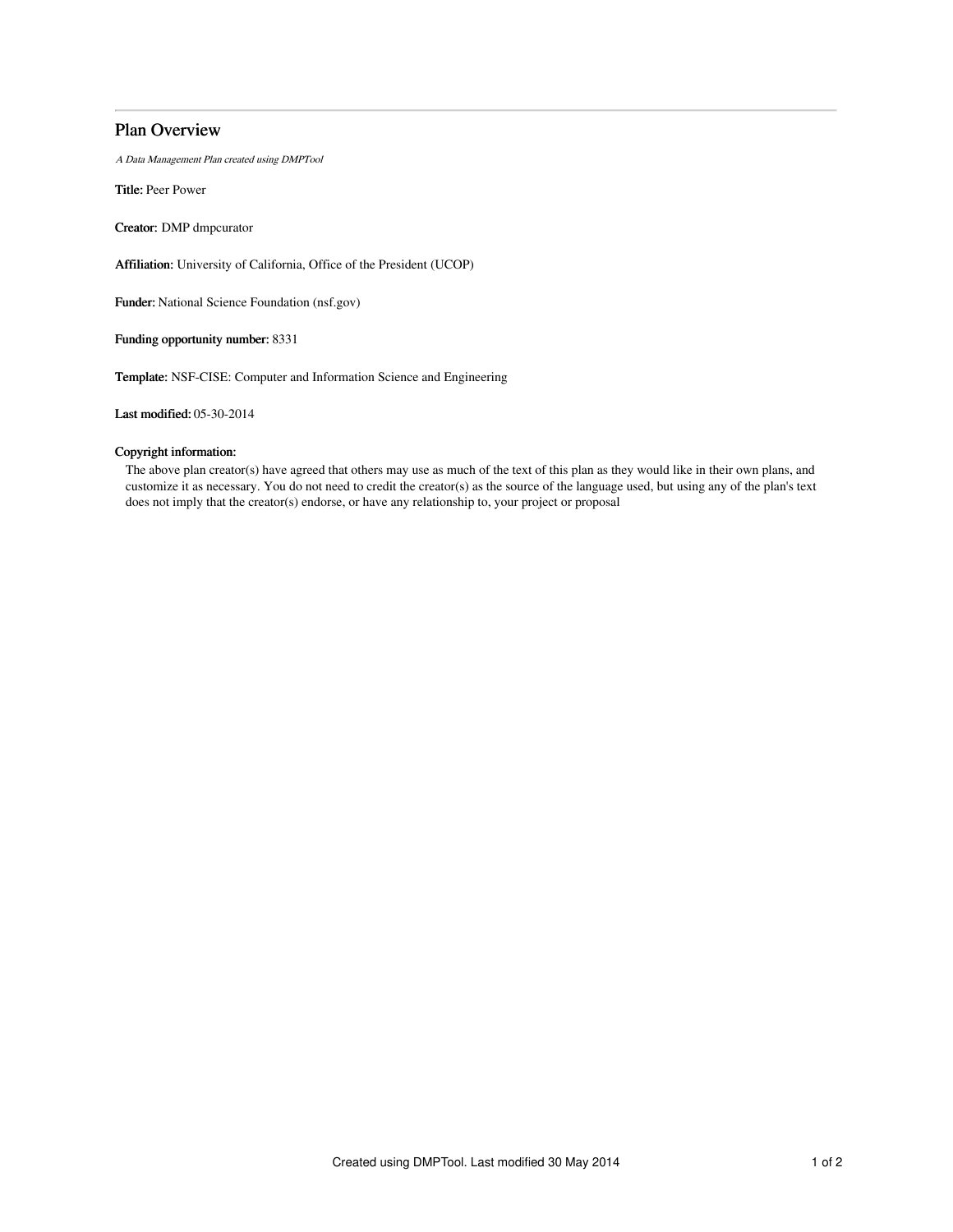# Plan Overview

*A Data Management Plan created using DMPTool*

**Title:** Peer Power

**Creator:** DMP dmpcurator

**Affiliation:** University of California, Office of the President (UCOP)

**Funder:** National Science Foundation (nsf.gov)

**Funding opportunity number:** 8331

**Template:** NSF-CISE: Computer and Information Science and Engineering

**Last modified:** 05-30-2014

**Copyright information:**

The above plan creator(s) have agreed that others may use as much of the text of this plan as they would like in their own plans, and customize it as necessary. You do not need to credit the creator(s) as the source of the language used, but using any of the plan's text does not imply that the creator(s) endorse, or have any relationship to, your project or proposal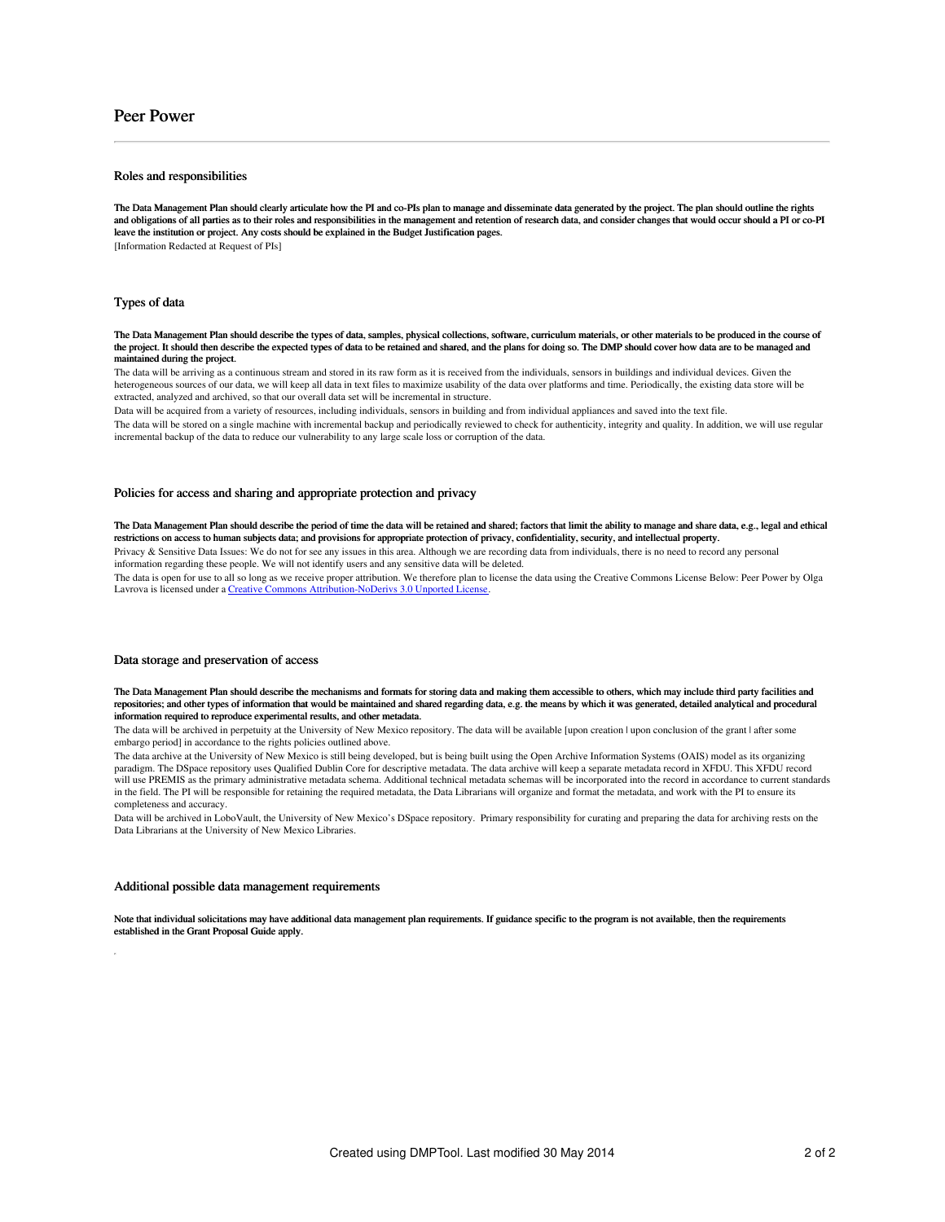# Peer Power

## Roles and responsibilities

**The Data Management Plan should clearly articulate how the PI and co-PIs plan to manage and disseminate data generated by the project. The plan should outline the rights and obligations of all parties as to their roles and responsibilities in the management and retention of research data, and consider changes that would occur should a PI or co-PI leave the institution or project. Any costs should be explained in the Budget Justification pages.**

[Information Redacted at Request of PIs]

## Types of data

**The Data Management Plan should describe the types of data, samples, physical collections, software, curriculum materials, or other materials to be produced in the course of the project. It should then describe the expected types of data to be retained and shared, and the plans for doing so. The DMP should cover how data are to be managed and maintained during the project.**

The data will be arriving as a continuous stream and stored in its raw form as it is received from the individuals, sensors in buildings and individual devices. Given the heterogeneous sources of our data, we will keep all data in text files to maximize usability of the data over platforms and time. Periodically, the existing data store will be extracted, analyzed and archived, so that our overall data set will be incremental in structure.

Data will be acquired from a variety of resources, including individuals, sensors in building and from individual appliances and saved into the text file.

The data will be stored on a single machine with incremental backup and periodically reviewed to check for authenticity, integrity and quality. In addition, we will use regular incremental backup of the data to reduce our vulnerability to any large scale loss or corruption of the data.

## Policies for access and sharing and appropriate protection and privacy

**The Data Management Plan should describe the period of time the data will be retained and shared; factors that limit the ability to manage and share data, e.g., legal and ethical restrictions on access to human subjects data; and provisions for appropriate protection of privacy, confidentiality, security, and intellectual property.**

Privacy & Sensitive Data Issues: We do not for see any issues in this area. Although we are recording data from individuals, there is no need to record any personal information regarding these people. We will not identify users and any sensitive data will be deleted.

The data is open for use to all so long as we receive proper attribution. We therefore plan to license the data using the Creative Commons License Below: Peer Power by Olga Lavrova is licensed under a Creative Commons Attribution-NoDerivs 3.0 Unported License.

## Data storage and preservation of access

**The Data Management Plan should describe the mechanisms and formats for storing data and making them accessible to others, which may include third party facilities and repositories; and other types of information that would be maintained and shared regarding data, e.g. the means by which it was generated, detailed analytical and procedural information required to reproduce experimental results, and other metadata.**

The data will be archived in perpetuity at the University of New Mexico repository. The data will be available [upon creation | upon conclusion of the grant | after some embargo period] in accordance to the rights policies outlined above.

The data archive at the University of New Mexico is still being developed, but is being built using the Open Archive Information Systems (OAIS) model as its organizing paradigm. The DSpace repository uses Qualified Dublin Core for descriptive metadata. The data archive will keep a separate metadata record in XFDU. This XFDU record will use PREMIS as the primary administrative metadata schema. Additional technical metadata schemas will be incorporated into the record in accordance to current standards in the field. The PI will be responsible for retaining the required metadata, the Data Librarians will organize and format the metadata, and work with the PI to ensure its completeness and accuracy.

Data will be archived in LoboVault, the University of New Mexico's DSpace repository. Primary responsibility for curating and preparing the data for archiving rests on the Data Librarians at the University of New Mexico Libraries.

## Additional possible data management requirements

**Note that individual solicitations may have additional data management plan requirements. If guidance specific to the program is not available, then the requirements established in the Grant Proposal Guide apply.**

Created using DMPTool. Last modified 30 May 2014